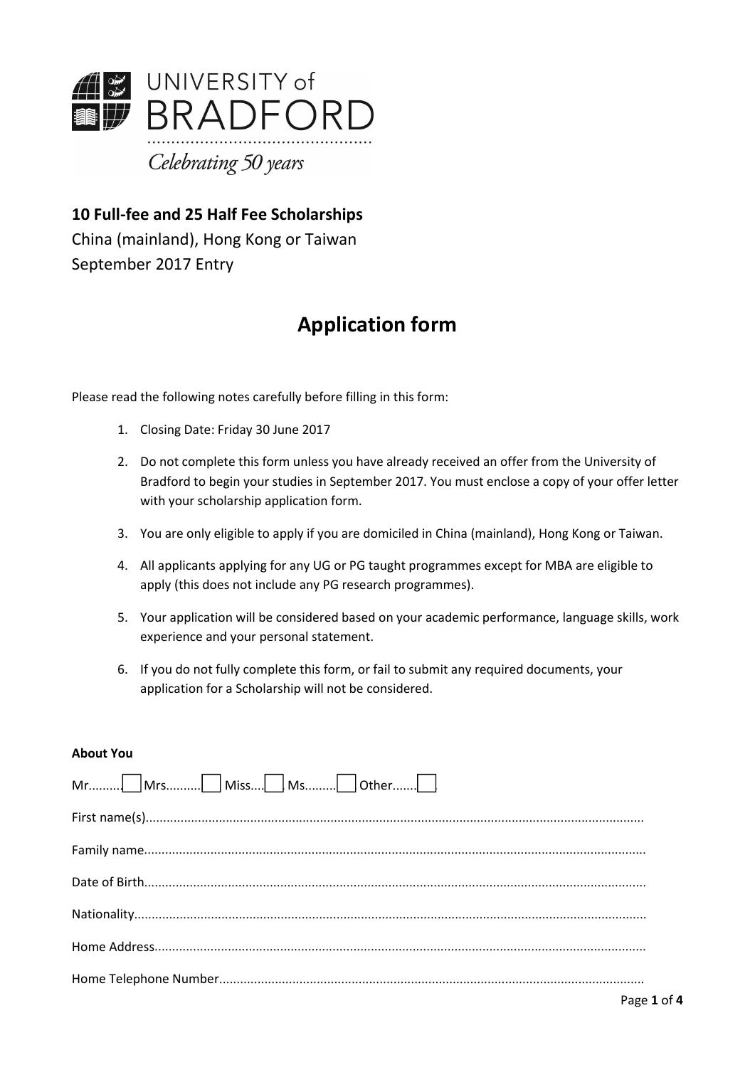UNIVERSITY of BRADFORD

*Celebrating 50 years*

**10 Full-fee and 25 Half Fee Scholarships**

China (mainland), Hong Kong or Taiwan

September 2017 Entry

# Application form

Please read the following notes carefully before filling in this form:

1. Closing Date: Friday 30 June 2017
2. Do not complete this form unless you have already received an offer from the University of Bradford to begin your studies in September 2017. You must enclose a copy of your offer letter with your scholarship application form.
3. You are only eligible to apply if you are domiciled in China (mainland), Hong Kong or Taiwan.
4. All applicants applying for any UG or PG taught programmes except for MBA are eligible to apply (this does not include any PG research programmes).
5. Your application will be considered based on your academic performance, language skills, work experience and your personal statement.
6. If you do not fully complete this form, or fail to submit any required documents, your application for a Scholarship will not be considered.

**About You**

Mr......... ☐ Mrs.......... ☐ Miss.... ☐ Ms......... ☐ Other....... ☐

First name(s)..........................................................................................................................................

Family name..........................................................................................................................................

Date of Birth..........................................................................................................................................

Nationality..............................................................................................................................................

Home Address........................................................................................................................................

Home Telephone Number.......................................................................................................................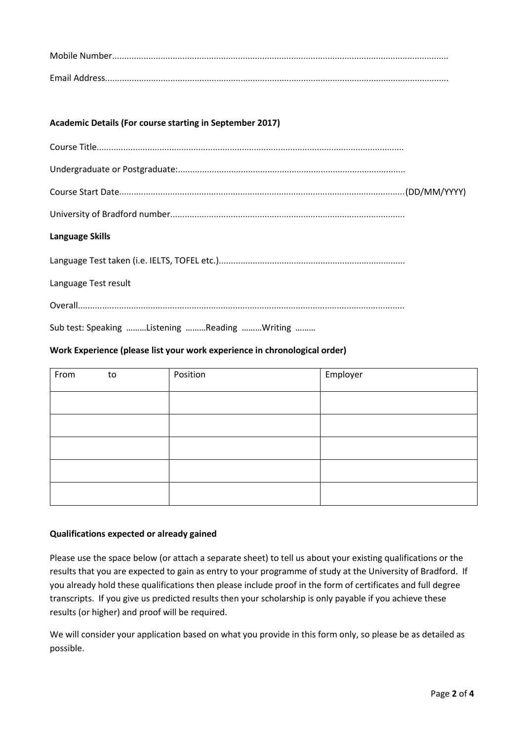Mobile Number.........................................................................................................................................

Email Address............................................................................................................................................

**Academic Details (For course starting in September 2017)**

Course Title.............................................................................................................................

Undergraduate or Postgraduate:.............................................................................................

Course Start Date.....................................................................................................................(DD/MM/YYYY)

University of Bradford number................................................................................................

**Language Skills**

Language Test taken (i.e. IELTS, TOFEL etc.)............................................................................

Language Test result

Overall......................................................................................................................................

Sub test: Speaking ………Listening ………Reading ………Writing ………

**Work Experience (please list your work experience in chronological order)**

| From to | Position | Employer |
|---|---|---|
| | | |
| | | |
| | | |
| | | |
| | | |

**Qualifications expected or already gained**

Please use the space below (or attach a separate sheet) to tell us about your existing qualifications or the results that you are expected to gain as entry to your programme of study at the University of Bradford. If you already hold these qualifications then please include proof in the form of certificates and full degree transcripts. If you give us predicted results then your scholarship is only payable if you achieve these results (or higher) and proof will be required.

We will consider your application based on what you provide in this form only, so please be as detailed as possible.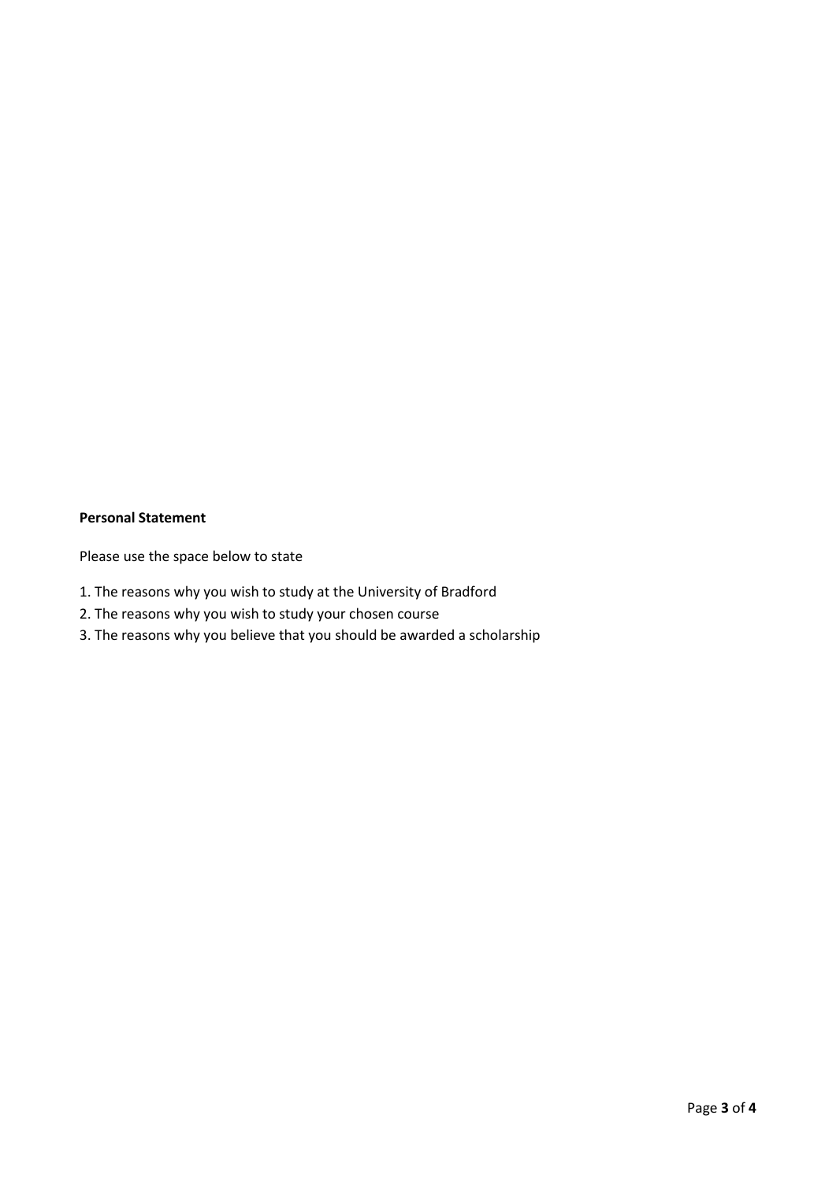**Personal Statement**

Please use the space below to state

1. The reasons why you wish to study at the University of Bradford
2. The reasons why you wish to study your chosen course
3. The reasons why you believe that you should be awarded a scholarship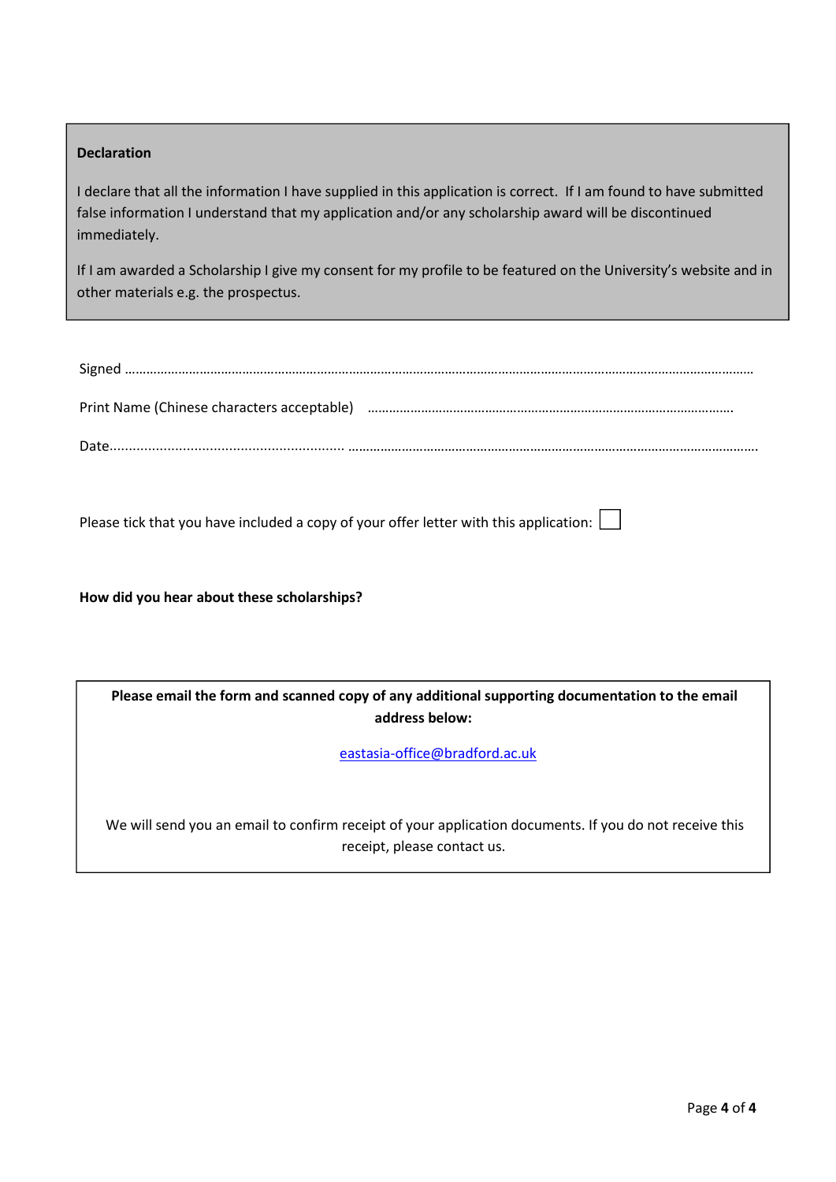**Declaration**

I declare that all the information I have supplied in this application is correct. If I am found to have submitted false information I understand that my application and/or any scholarship award will be discontinued immediately.

If I am awarded a Scholarship I give my consent for my profile to be featured on the University's website and in other materials e.g. the prospectus.

Signed ……………………………………………………………………………………………………………………………………………………………

Print Name (Chinese characters acceptable) ………………………………………………………………………………………….

Date............................................................ ………………………………………………………………………………………………………….

Please tick that you have included a copy of your offer letter with this application: ☐

**How did you hear about these scholarships?**

**Please email the form and scanned copy of any additional supporting documentation to the email address below:**

eastasia-office@bradford.ac.uk

We will send you an email to confirm receipt of your application documents. If you do not receive this receipt, please contact us.